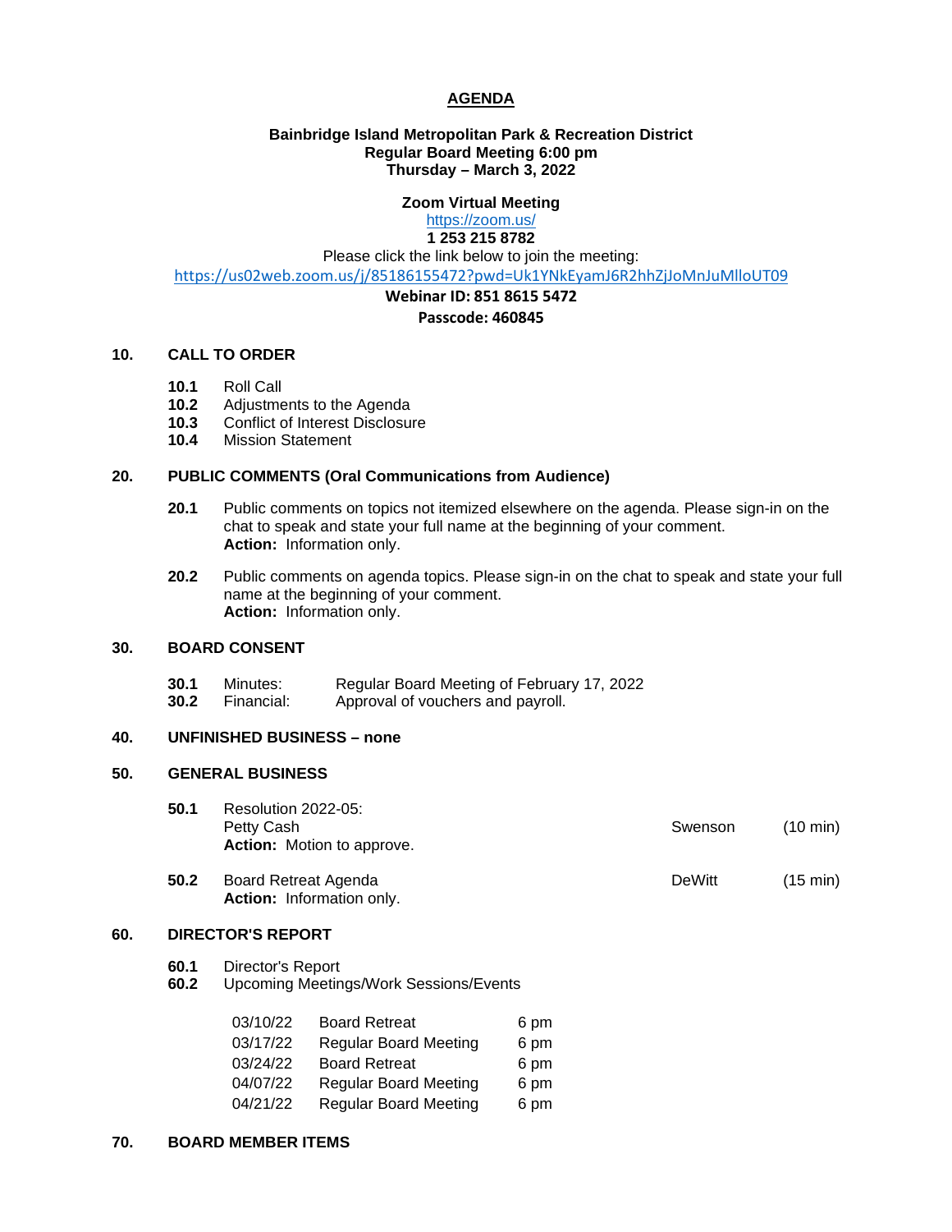# AGENDA

**Bainbridge Island Metropolitan Park & Recreation District**
**Regular Board Meeting 6:00 pm**
**Thursday – March 3, 2022**

**Zoom Virtual Meeting**
https://zoom.us/
**1 253 215 8782**
Please click the link below to join the meeting:
https://us02web.zoom.us/j/85186155472?pwd=Uk1YNkEyamJ6R2hhZjJoMnJuMlloUT09
**Webinar ID: 851 8615 5472**
**Passcode: 460845**

## 10. CALL TO ORDER

- **10.1** Roll Call
- **10.2** Adjustments to the Agenda
- **10.3** Conflict of Interest Disclosure
- **10.4** Mission Statement

## 20. PUBLIC COMMENTS (Oral Communications from Audience)

**20.1** Public comments on topics not itemized elsewhere on the agenda. Please sign-in on the chat to speak and state your full name at the beginning of your comment.
**Action:** Information only.

**20.2** Public comments on agenda topics. Please sign-in on the chat to speak and state your full name at the beginning of your comment.
**Action:** Information only.

## 30. BOARD CONSENT

- **30.1** Minutes: Regular Board Meeting of February 17, 2022
- **30.2** Financial: Approval of vouchers and payroll.

## 40. UNFINISHED BUSINESS – none

## 50. GENERAL BUSINESS

**50.1** Resolution 2022-05:
Petty Cash — Swenson (10 min)
**Action:** Motion to approve.

**50.2** Board Retreat Agenda — DeWitt (15 min)
**Action:** Information only.

## 60. DIRECTOR'S REPORT

- **60.1** Director's Report
- **60.2** Upcoming Meetings/Work Sessions/Events

| Date | Event | Time |
|---|---|---|
| 03/10/22 | Board Retreat | 6 pm |
| 03/17/22 | Regular Board Meeting | 6 pm |
| 03/24/22 | Board Retreat | 6 pm |
| 04/07/22 | Regular Board Meeting | 6 pm |
| 04/21/22 | Regular Board Meeting | 6 pm |

## 70. BOARD MEMBER ITEMS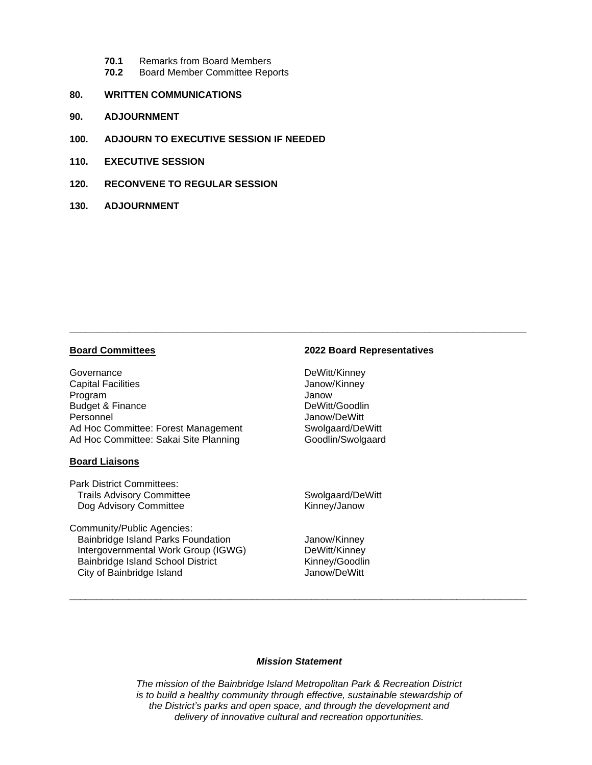**70.1** Remarks from Board Members
**70.2** Board Member Committee Reports

**80. WRITTEN COMMUNICATIONS**

**90. ADJOURNMENT**

**100. ADJOURN TO EXECUTIVE SESSION IF NEEDED**

**110. EXECUTIVE SESSION**

**120. RECONVENE TO REGULAR SESSION**

**130. ADJOURNMENT**

---

| **Board Committees** | **2022 Board Representatives** |
|---|---|
| Governance | DeWitt/Kinney |
| Capital Facilities | Janow/Kinney |
| Program | Janow |
| Budget & Finance | DeWitt/Goodlin |
| Personnel | Janow/DeWitt |
| Ad Hoc Committee: Forest Management | Swolgaard/DeWitt |
| Ad Hoc Committee: Sakai Site Planning | Goodlin/Swolgaard |

**Board Liaisons**

| | |
|---|---|
| Park District Committees: | |
| Trails Advisory Committee | Swolgaard/DeWitt |
| Dog Advisory Committee | Kinney/Janow |
| Community/Public Agencies: | |
| Bainbridge Island Parks Foundation | Janow/Kinney |
| Intergovernmental Work Group (IGWG) | DeWitt/Kinney |
| Bainbridge Island School District | Kinney/Goodlin |
| City of Bainbridge Island | Janow/DeWitt |

---

***Mission Statement***

*The mission of the Bainbridge Island Metropolitan Park & Recreation District is to build a healthy community through effective, sustainable stewardship of the District's parks and open space, and through the development and delivery of innovative cultural and recreation opportunities.*